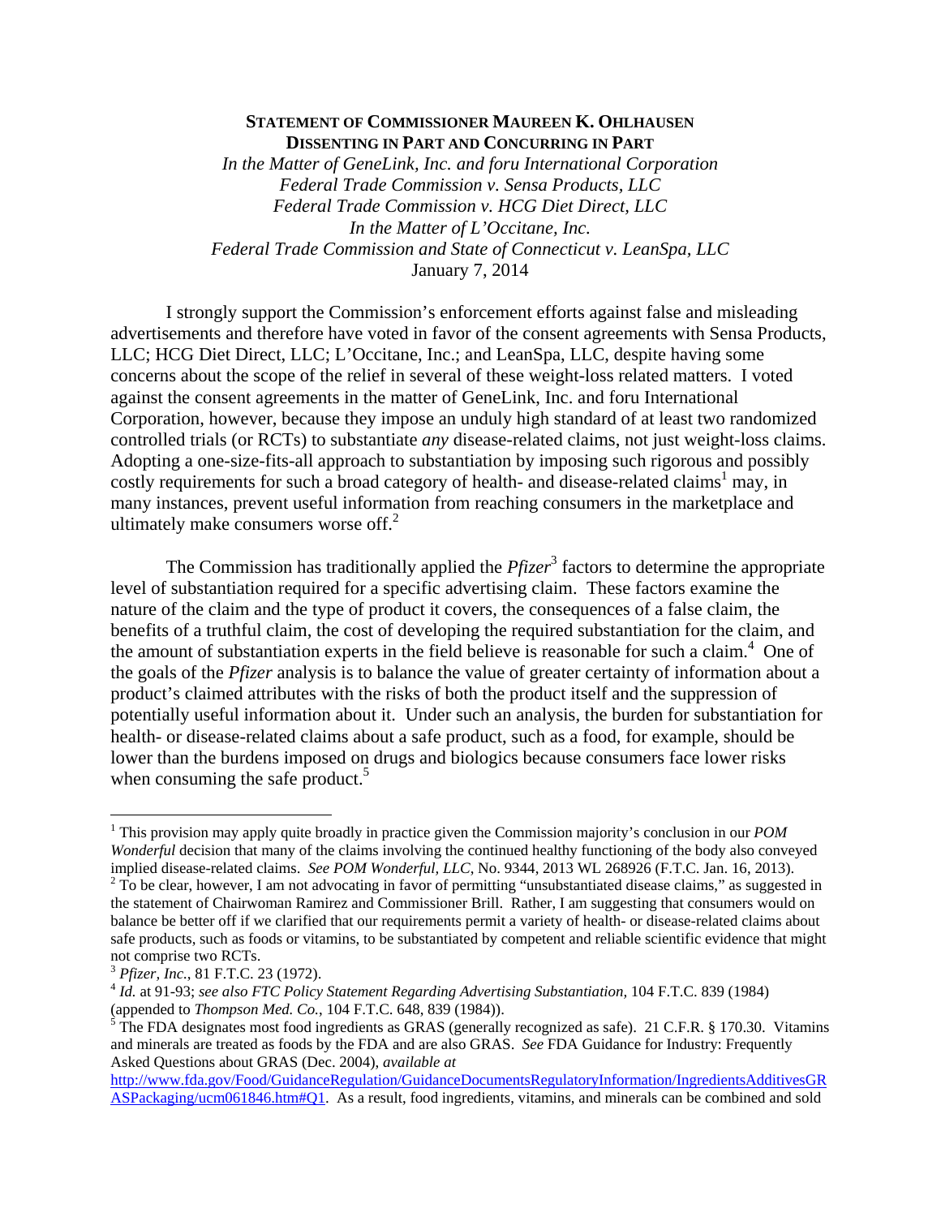**STATEMENT OF COMMISSIONER MAUREEN K. OHLHAUSEN**
**DISSENTING IN PART AND CONCURRING IN PART**
*In the Matter of GeneLink, Inc. and foru International Corporation*
*Federal Trade Commission v. Sensa Products, LLC*
*Federal Trade Commission v. HCG Diet Direct, LLC*
*In the Matter of L'Occitane, Inc.*
*Federal Trade Commission and State of Connecticut v. LeanSpa, LLC*
January 7, 2014

I strongly support the Commission's enforcement efforts against false and misleading advertisements and therefore have voted in favor of the consent agreements with Sensa Products, LLC; HCG Diet Direct, LLC; L'Occitane, Inc.; and LeanSpa, LLC, despite having some concerns about the scope of the relief in several of these weight-loss related matters. I voted against the consent agreements in the matter of GeneLink, Inc. and foru International Corporation, however, because they impose an unduly high standard of at least two randomized controlled trials (or RCTs) to substantiate *any* disease-related claims, not just weight-loss claims. Adopting a one-size-fits-all approach to substantiation by imposing such rigorous and possibly costly requirements for such a broad category of health- and disease-related claims[1] may, in many instances, prevent useful information from reaching consumers in the marketplace and ultimately make consumers worse off.[2]

The Commission has traditionally applied the *Pfizer*[3] factors to determine the appropriate level of substantiation required for a specific advertising claim. These factors examine the nature of the claim and the type of product it covers, the consequences of a false claim, the benefits of a truthful claim, the cost of developing the required substantiation for the claim, and the amount of substantiation experts in the field believe is reasonable for such a claim.[4] One of the goals of the *Pfizer* analysis is to balance the value of greater certainty of information about a product's claimed attributes with the risks of both the product itself and the suppression of potentially useful information about it. Under such an analysis, the burden for substantiation for health- or disease-related claims about a safe product, such as a food, for example, should be lower than the burdens imposed on drugs and biologics because consumers face lower risks when consuming the safe product.[5]

---

[1] This provision may apply quite broadly in practice given the Commission majority's conclusion in our *POM Wonderful* decision that many of the claims involving the continued healthy functioning of the body also conveyed implied disease-related claims. *See POM Wonderful, LLC*, No. 9344, 2013 WL 268926 (F.T.C. Jan. 16, 2013).

[2] To be clear, however, I am not advocating in favor of permitting "unsubstantiated disease claims," as suggested in the statement of Chairwoman Ramirez and Commissioner Brill. Rather, I am suggesting that consumers would on balance be better off if we clarified that our requirements permit a variety of health- or disease-related claims about safe products, such as foods or vitamins, to be substantiated by competent and reliable scientific evidence that might not comprise two RCTs.

[3] *Pfizer, Inc.*, 81 F.T.C. 23 (1972).

[4] *Id.* at 91-93; *see also FTC Policy Statement Regarding Advertising Substantiation*, 104 F.T.C. 839 (1984) (appended to *Thompson Med. Co.*, 104 F.T.C. 648, 839 (1984)).

[5] The FDA designates most food ingredients as GRAS (generally recognized as safe). 21 C.F.R. § 170.30. Vitamins and minerals are treated as foods by the FDA and are also GRAS. *See* FDA Guidance for Industry: Frequently Asked Questions about GRAS (Dec. 2004), *available at* http://www.fda.gov/Food/GuidanceRegulation/GuidanceDocumentsRegulatoryInformation/IngredientsAdditivesGRASPackaging/ucm061846.htm#Q1. As a result, food ingredients, vitamins, and minerals can be combined and sold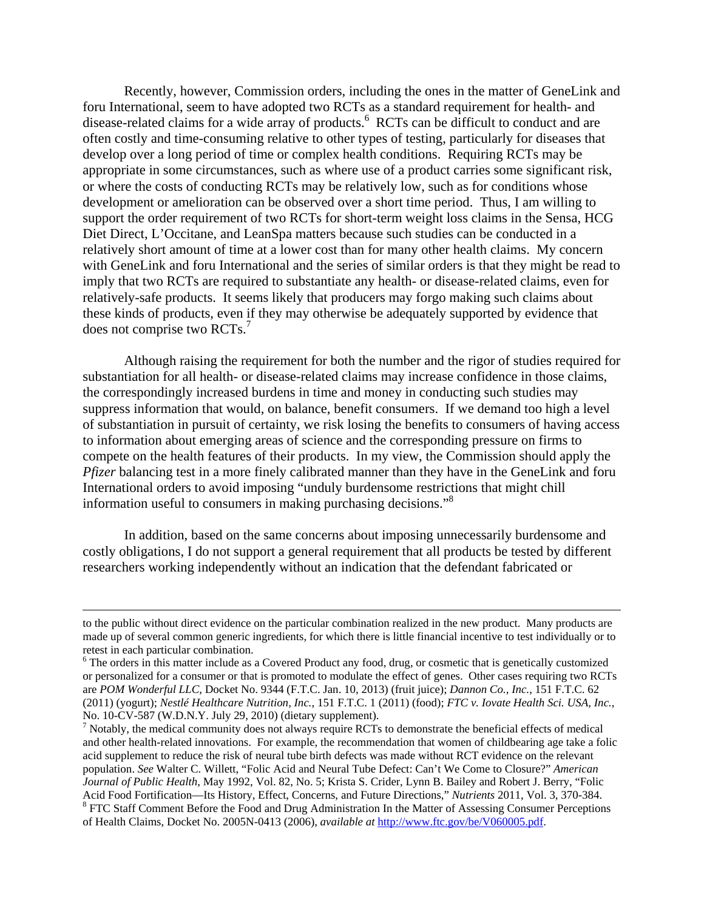Recently, however, Commission orders, including the ones in the matter of GeneLink and foru International, seem to have adopted two RCTs as a standard requirement for health- and disease-related claims for a wide array of products.[6] RCTs can be difficult to conduct and are often costly and time-consuming relative to other types of testing, particularly for diseases that develop over a long period of time or complex health conditions. Requiring RCTs may be appropriate in some circumstances, such as where use of a product carries some significant risk, or where the costs of conducting RCTs may be relatively low, such as for conditions whose development or amelioration can be observed over a short time period. Thus, I am willing to support the order requirement of two RCTs for short-term weight loss claims in the Sensa, HCG Diet Direct, L'Occitane, and LeanSpa matters because such studies can be conducted in a relatively short amount of time at a lower cost than for many other health claims. My concern with GeneLink and foru International and the series of similar orders is that they might be read to imply that two RCTs are required to substantiate any health- or disease-related claims, even for relatively-safe products. It seems likely that producers may forgo making such claims about these kinds of products, even if they may otherwise be adequately supported by evidence that does not comprise two RCTs.[7]

Although raising the requirement for both the number and the rigor of studies required for substantiation for all health- or disease-related claims may increase confidence in those claims, the correspondingly increased burdens in time and money in conducting such studies may suppress information that would, on balance, benefit consumers. If we demand too high a level of substantiation in pursuit of certainty, we risk losing the benefits to consumers of having access to information about emerging areas of science and the corresponding pressure on firms to compete on the health features of their products. In my view, the Commission should apply the *Pfizer* balancing test in a more finely calibrated manner than they have in the GeneLink and foru International orders to avoid imposing "unduly burdensome restrictions that might chill information useful to consumers in making purchasing decisions."[8]

In addition, based on the same concerns about imposing unnecessarily burdensome and costly obligations, I do not support a general requirement that all products be tested by different researchers working independently without an indication that the defendant fabricated or

---

to the public without direct evidence on the particular combination realized in the new product. Many products are made up of several common generic ingredients, for which there is little financial incentive to test individually or to retest in each particular combination.

[6] The orders in this matter include as a Covered Product any food, drug, or cosmetic that is genetically customized or personalized for a consumer or that is promoted to modulate the effect of genes. Other cases requiring two RCTs are *POM Wonderful LLC*, Docket No. 9344 (F.T.C. Jan. 10, 2013) (fruit juice); *Dannon Co., Inc.*, 151 F.T.C. 62 (2011) (yogurt); *Nestlé Healthcare Nutrition, Inc.*, 151 F.T.C. 1 (2011) (food); *FTC v. Iovate Health Sci. USA, Inc.*, No. 10-CV-587 (W.D.N.Y. July 29, 2010) (dietary supplement).

[7] Notably, the medical community does not always require RCTs to demonstrate the beneficial effects of medical and other health-related innovations. For example, the recommendation that women of childbearing age take a folic acid supplement to reduce the risk of neural tube birth defects was made without RCT evidence on the relevant population. *See* Walter C. Willett, "Folic Acid and Neural Tube Defect: Can't We Come to Closure?" *American Journal of Public Health*, May 1992, Vol. 82, No. 5; Krista S. Crider, Lynn B. Bailey and Robert J. Berry, "Folic Acid Food Fortification—Its History, Effect, Concerns, and Future Directions," *Nutrients* 2011, Vol. 3, 370-384.

[8] FTC Staff Comment Before the Food and Drug Administration In the Matter of Assessing Consumer Perceptions of Health Claims, Docket No. 2005N-0413 (2006), *available at* http://www.ftc.gov/be/V060005.pdf.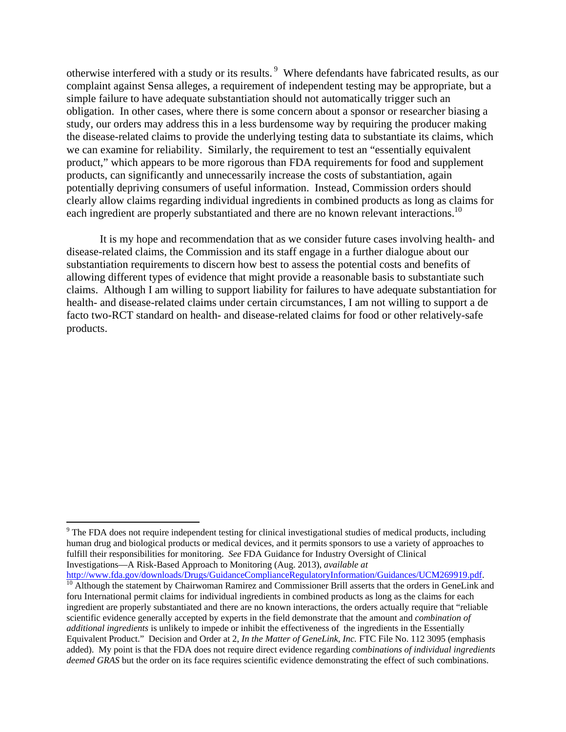otherwise interfered with a study or its results.[9] Where defendants have fabricated results, as our complaint against Sensa alleges, a requirement of independent testing may be appropriate, but a simple failure to have adequate substantiation should not automatically trigger such an obligation. In other cases, where there is some concern about a sponsor or researcher biasing a study, our orders may address this in a less burdensome way by requiring the producer making the disease-related claims to provide the underlying testing data to substantiate its claims, which we can examine for reliability. Similarly, the requirement to test an "essentially equivalent product," which appears to be more rigorous than FDA requirements for food and supplement products, can significantly and unnecessarily increase the costs of substantiation, again potentially depriving consumers of useful information. Instead, Commission orders should clearly allow claims regarding individual ingredients in combined products as long as claims for each ingredient are properly substantiated and there are no known relevant interactions.[10]

It is my hope and recommendation that as we consider future cases involving health- and disease-related claims, the Commission and its staff engage in a further dialogue about our substantiation requirements to discern how best to assess the potential costs and benefits of allowing different types of evidence that might provide a reasonable basis to substantiate such claims. Although I am willing to support liability for failures to have adequate substantiation for health- and disease-related claims under certain circumstances, I am not willing to support a de facto two-RCT standard on health- and disease-related claims for food or other relatively-safe products.

---

[9] The FDA does not require independent testing for clinical investigational studies of medical products, including human drug and biological products or medical devices, and it permits sponsors to use a variety of approaches to fulfill their responsibilities for monitoring. *See* FDA Guidance for Industry Oversight of Clinical Investigations—A Risk-Based Approach to Monitoring (Aug. 2013), *available at* http://www.fda.gov/downloads/Drugs/GuidanceComplianceRegulatoryInformation/Guidances/UCM269919.pdf.

[10] Although the statement by Chairwoman Ramirez and Commissioner Brill asserts that the orders in GeneLink and foru International permit claims for individual ingredients in combined products as long as the claims for each ingredient are properly substantiated and there are no known interactions, the orders actually require that "reliable scientific evidence generally accepted by experts in the field demonstrate that the amount and *combination of additional ingredients* is unlikely to impede or inhibit the effectiveness of the ingredients in the Essentially Equivalent Product." Decision and Order at 2, *In the Matter of GeneLink, Inc.* FTC File No. 112 3095 (emphasis added). My point is that the FDA does not require direct evidence regarding *combinations of individual ingredients deemed GRAS* but the order on its face requires scientific evidence demonstrating the effect of such combinations.